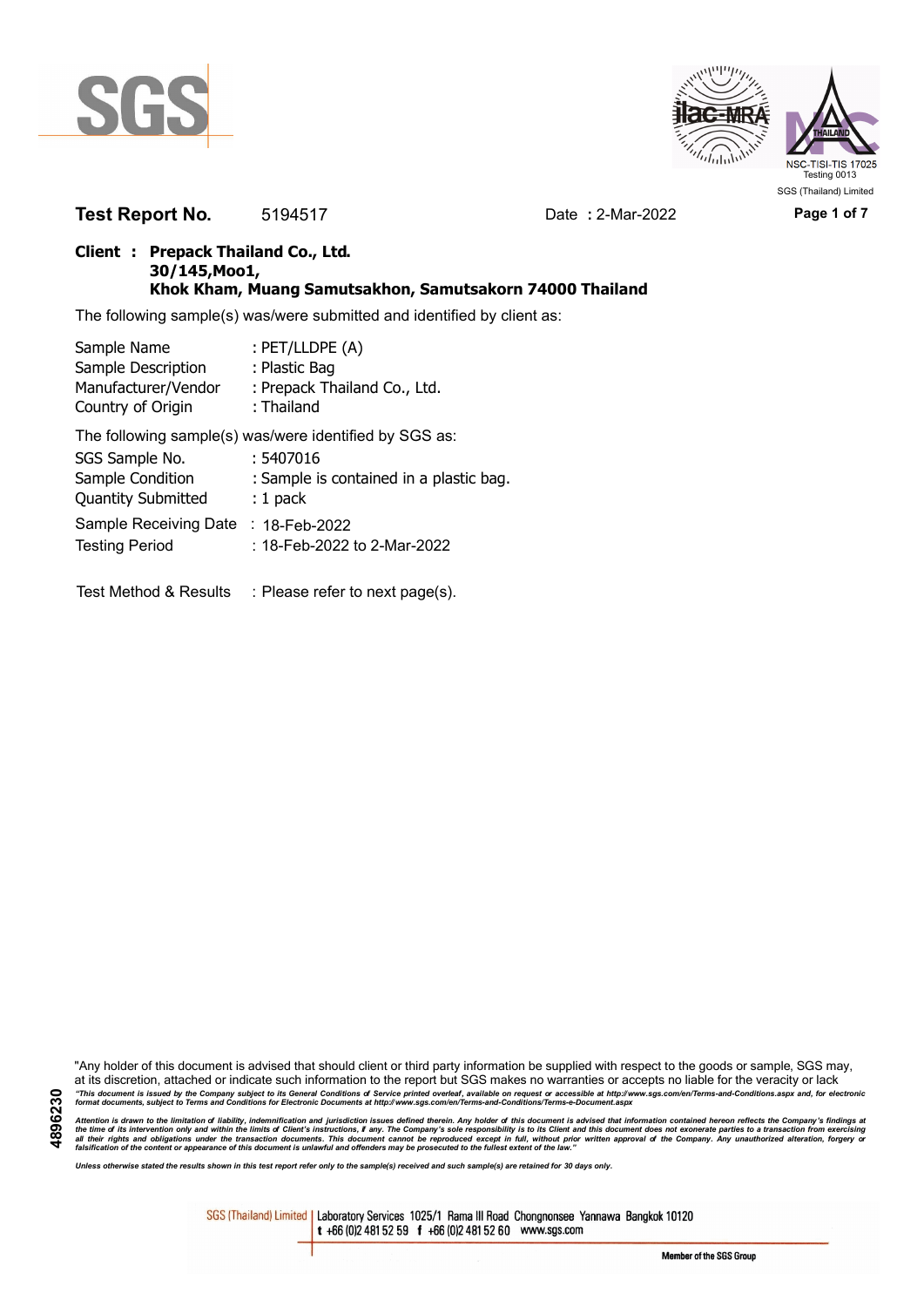**Test Report No.** 5194517 Date **:** 2-Mar-2022

**Client : Prepack Thailand Co., Ltd.**
**30/145,Moo1,**
**Khok Kham, Muang Samutsakhon, Samutsakorn 74000 Thailand**

The following sample(s) was/were submitted and identified by client as:

| | |
|---|---|
| Sample Name | : PET/LLDPE (A) |
| Sample Description | : Plastic Bag |
| Manufacturer/Vendor | : Prepack Thailand Co., Ltd. |
| Country of Origin | : Thailand |

The following sample(s) was/were identified by SGS as:

| | |
|---|---|
| SGS Sample No. | : 5407016 |
| Sample Condition | : Sample is contained in a plastic bag. |
| Quantity Submitted | : 1 pack |
| Sample Receiving Date | : 18-Feb-2022 |
| Testing Period | : 18-Feb-2022 to 2-Mar-2022 |

Test Method & Results : Please refer to next page(s).

"Any holder of this document is advised that should client or third party information be supplied with respect to the goods or sample, SGS may, at its discretion, attached or indicate such information to the report but SGS makes no warranties or accepts no liable for the veracity or lack

*"This document is issued by the Company subject to its General Conditions of Service printed overleaf, available on request or accessible at http://www.sgs.com/en/Terms-and-Conditions.aspx and, for electronic format documents, subject to Terms and Conditions for Electronic Documents at http://www.sgs.com/en/Terms-and-Conditions/Terms-e-Document.aspx*

*Attention is drawn to the limitation of liability, indemnification and jurisdiction issues defined therein. Any holder of this document is advised that information contained hereon reflects the Company's findings at the time of its intervention only and within the limits of Client's instructions, if any. The Company's sole responsibility is to its Client and this document does not exonerate parties to a transaction from exercising all their rights and obligations under the transaction documents. This document cannot be reproduced except in full, without prior written approval of the Company. Any unauthorized alteration, forgery or falsification of the content or appearance of this document is unlawful and offenders may be prosecuted to the fullest extent of the law."*

*Unless otherwise stated the results shown in this test report refer only to the sample(s) received and such sample(s) are retained for 30 days only.*

4896230

SGS (Thailand) Limited | Laboratory Services 1025/1 Rama III Road Chongnonsee Yannawa Bangkok 10120
t +66 (0)2 481 52 59 f +66 (0)2 481 52 60 www.sgs.com

Member of the SGS Group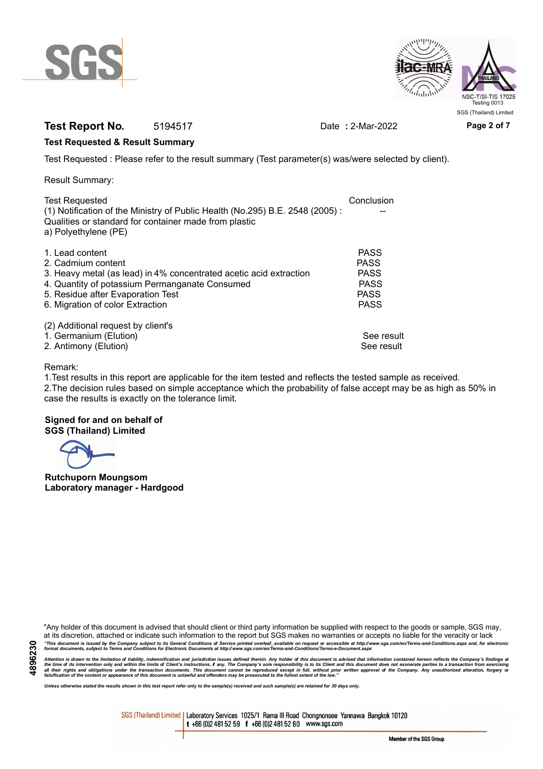**Test Report No.** 5194517 Date : 2-Mar-2022

**Test Requested & Result Summary**

Test Requested : Please refer to the result summary (Test parameter(s) was/were selected by client).

Result Summary:

| Test Requested | Conclusion |
|---|---|
| (1) Notification of the Ministry of Public Health (No.295) B.E. 2548 (2005) : Qualities or standard for container made from plastic<br>a) Polyethylene (PE) | -- |
| 1. Lead content | PASS |
| 2. Cadmium content | PASS |
| 3. Heavy metal (as lead) in 4% concentrated acetic acid extraction | PASS |
| 4. Quantity of potassium Permanganate Consumed | PASS |
| 5. Residue after Evaporation Test | PASS |
| 6. Migration of color Extraction | PASS |
| (2) Additional request by client's | |
| 1. Germanium (Elution) | See result |
| 2. Antimony (Elution) | See result |

Remark:
1.Test results in this report are applicable for the item tested and reflects the tested sample as received.
2.The decision rules based on simple acceptance which the probability of false accept may be as high as 50% in case the results is exactly on the tolerance limit.

**Signed for and on behalf of**
**SGS (Thailand) Limited**

**Rutchuporn Moungsom**
**Laboratory manager - Hardgood**

"Any holder of this document is advised that should client or third party information be supplied with respect to the goods or sample, SGS may, at its discretion, attached or indicate such information to the report but SGS makes no warranties or accepts no liable for the veracity or lack

*"This document is issued by the Company subject to its General Conditions of Service printed overleaf, available on request or accessible at http://www.sgs.com/en/Terms-and-Conditions.aspx and, for electronic format documents, subject to Terms and Conditions for Electronic Documents at http://www.sgs.com/en/Terms-and-Conditions/Terms-e-Document.aspx*

*Attention is drawn to the limitation of liability, indemnification and jurisdiction issues defined therein. Any holder of this document is advised that information contained hereon reflects the Company's findings at the time of its intervention only and within the limits of Client's instructions, if any. The Company's sole responsibility is to its Client and this document does not exonerate parties to a transaction from exercising all their rights and obligations under the transaction documents. This document cannot be reproduced except in full, without prior written approval of the Company. Any unauthorized alteration, forgery or falsification of the content or appearance of this document is unlawful and offenders may be prosecuted to the fullest extent of the law."*

*Unless otherwise stated the results shown in this test report refer only to the sample(s) received and such sample(s) are retained for 30 days only.*

4896230

SGS (Thailand) Limited | Laboratory Services 1025/1 Rama III Road Chongnonsee Yannawa Bangkok 10120
t +66 (0)2 481 52 59 f +66 (0)2 481 52 60 www.sgs.com

Member of the SGS Group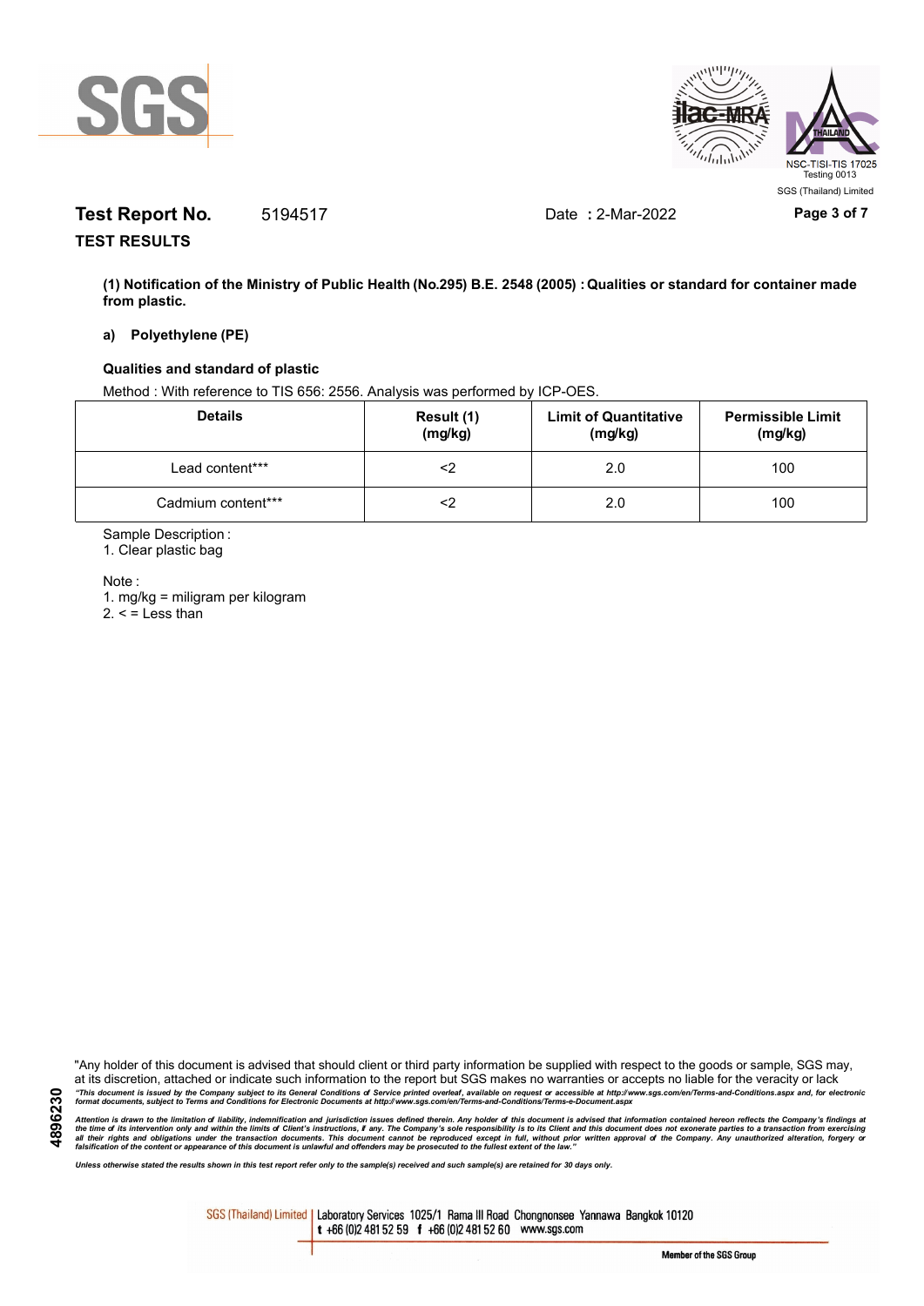**Test Report No.** 5194517 Date : 2-Mar-2022

## TEST RESULTS

**(1) Notification of the Ministry of Public Health (No.295) B.E. 2548 (2005) : Qualities or standard for container made from plastic.**

**a) Polyethylene (PE)**

**Qualities and standard of plastic**

Method : With reference to TIS 656: 2556. Analysis was performed by ICP-OES.

| Details | Result (1) (mg/kg) | Limit of Quantitative (mg/kg) | Permissible Limit (mg/kg) |
|---|---|---|---|
| Lead content*** | <2 | 2.0 | 100 |
| Cadmium content*** | <2 | 2.0 | 100 |

Sample Description :

1. Clear plastic bag

Note :

1. mg/kg = miligram per kilogram
2. < = Less than

"Any holder of this document is advised that should client or third party information be supplied with respect to the goods or sample, SGS may, at its discretion, attached or indicate such information to the report but SGS makes no warranties or accepts no liable for the veracity or lack

*"This document is issued by the Company subject to its General Conditions of Service printed overleaf, available on request or accessible at http://www.sgs.com/en/Terms-and-Conditions.aspx and, for electronic format documents, subject to Terms and Conditions for Electronic Documents at http://www.sgs.com/en/Terms-and-Conditions/Terms-e-Document.aspx*

*Attention is drawn to the limitation of liability, indemnification and jurisdiction issues defined therein. Any holder of this document is advised that information contained hereon reflects the Company's findings at the time of its intervention only and within the limits of Client's instructions, if any. The Company's sole responsibility is to its Client and this document does not exonerate parties to a transaction from exercising all their rights and obligations under the transaction documents. This document cannot be reproduced except in full, without prior written approval of the Company. Any unauthorized alteration, forgery or falsification of the content or appearance of this document is unlawful and offenders may be prosecuted to the fullest extent of the law."*

*Unless otherwise stated the results shown in this test report refer only to the sample(s) received and such sample(s) are retained for 30 days only.*

SGS (Thailand) Limited | Laboratory Services 1025/1 Rama III Road Chongnonsee Yannawa Bangkok 10120 t +66 (0)2 481 52 59 f +66 (0)2 481 52 60 www.sgs.com

Member of the SGS Group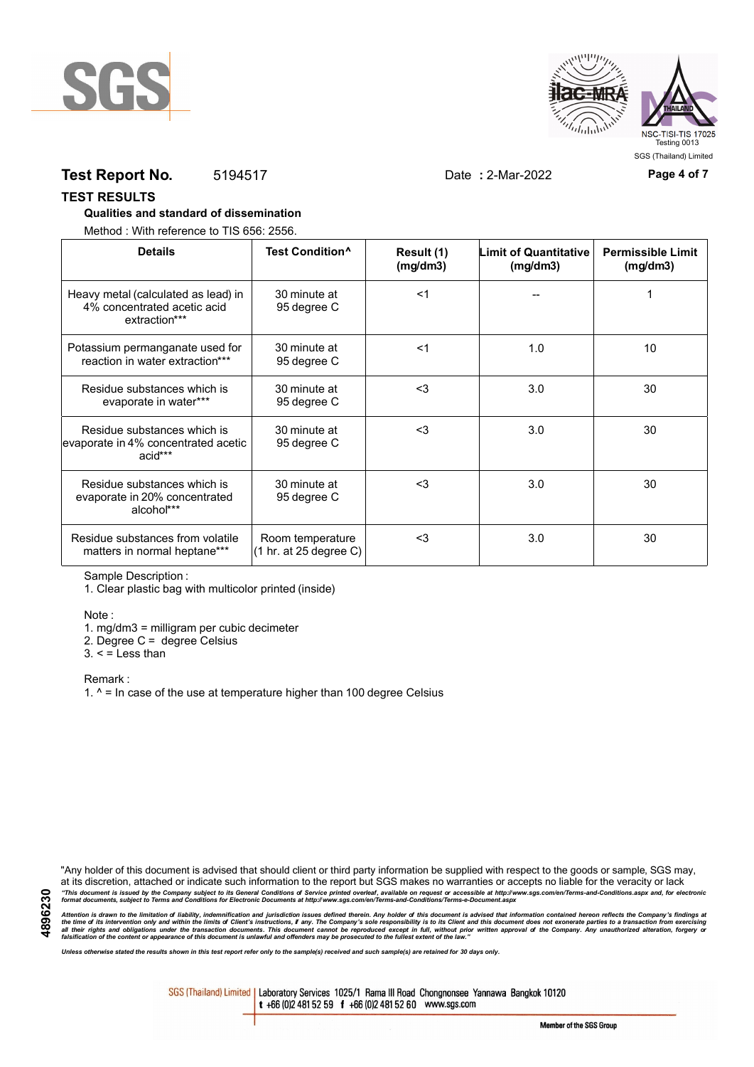**Test Report No.** 5194517 Date **:** 2-Mar-2022

## TEST RESULTS

**Qualities and standard of dissemination**

Method : With reference to TIS 656: 2556.

| Details | Test Condition^ | Result (1) (mg/dm3) | Limit of Quantitative (mg/dm3) | Permissible Limit (mg/dm3) |
|---|---|---|---|---|
| Heavy metal (calculated as lead) in 4% concentrated acetic acid extraction*** | 30 minute at 95 degree C | <1 | -- | 1 |
| Potassium permanganate used for reaction in water extraction*** | 30 minute at 95 degree C | <1 | 1.0 | 10 |
| Residue substances which is evaporate in water*** | 30 minute at 95 degree C | <3 | 3.0 | 30 |
| Residue substances which is evaporate in 4% concentrated acetic acid*** | 30 minute at 95 degree C | <3 | 3.0 | 30 |
| Residue substances which is evaporate in 20% concentrated alcohol*** | 30 minute at 95 degree C | <3 | 3.0 | 30 |
| Residue substances from volatile matters in normal heptane*** | Room temperature (1 hr. at 25 degree C) | <3 | 3.0 | 30 |

Sample Description :

1. Clear plastic bag with multicolor printed (inside)

Note :

1. mg/dm3 = milligram per cubic decimeter
2. Degree C = degree Celsius
3. < = Less than

Remark :

1. ^ = In case of the use at temperature higher than 100 degree Celsius

"Any holder of this document is advised that should client or third party information be supplied with respect to the goods or sample, SGS may, at its discretion, attached or indicate such information to the report but SGS makes no warranties or accepts no liable for the veracity or lack

*"This document is issued by the Company subject to its General Conditions of Service printed overleaf, available on request or accessible at http://www.sgs.com/en/Terms-and-Conditions.aspx and, for electronic format documents, subject to Terms and Conditions for Electronic Documents at http://www.sgs.com/en/Terms-and-Conditions/Terms-e-Document.aspx*

*Attention is drawn to the limitation of liability, indemnification and jurisdiction issues defined therein. Any holder of this document is advised that information contained hereon reflects the Company's findings at the time of its intervention only and within the limits of Client's instructions, if any. The Company's sole responsibility is to its Client and this document does not exonerate parties to a transaction from exercising all their rights and obligations under the transaction documents. This document cannot be reproduced except in full, without prior written approval of the Company. Any unauthorized alteration, forgery or falsification of the content or appearance of this document is unlawful and offenders may be prosecuted to the fullest extent of the law."*

*Unless otherwise stated the results shown in this test report refer only to the sample(s) received and such sample(s) are retained for 30 days only.*

SGS (Thailand) Limited | Laboratory Services 1025/1 Rama III Road Chongnonsee Yannawa Bangkok 10120 t +66 (0)2 481 52 59 f +66 (0)2 481 52 60 www.sgs.com

Member of the SGS Group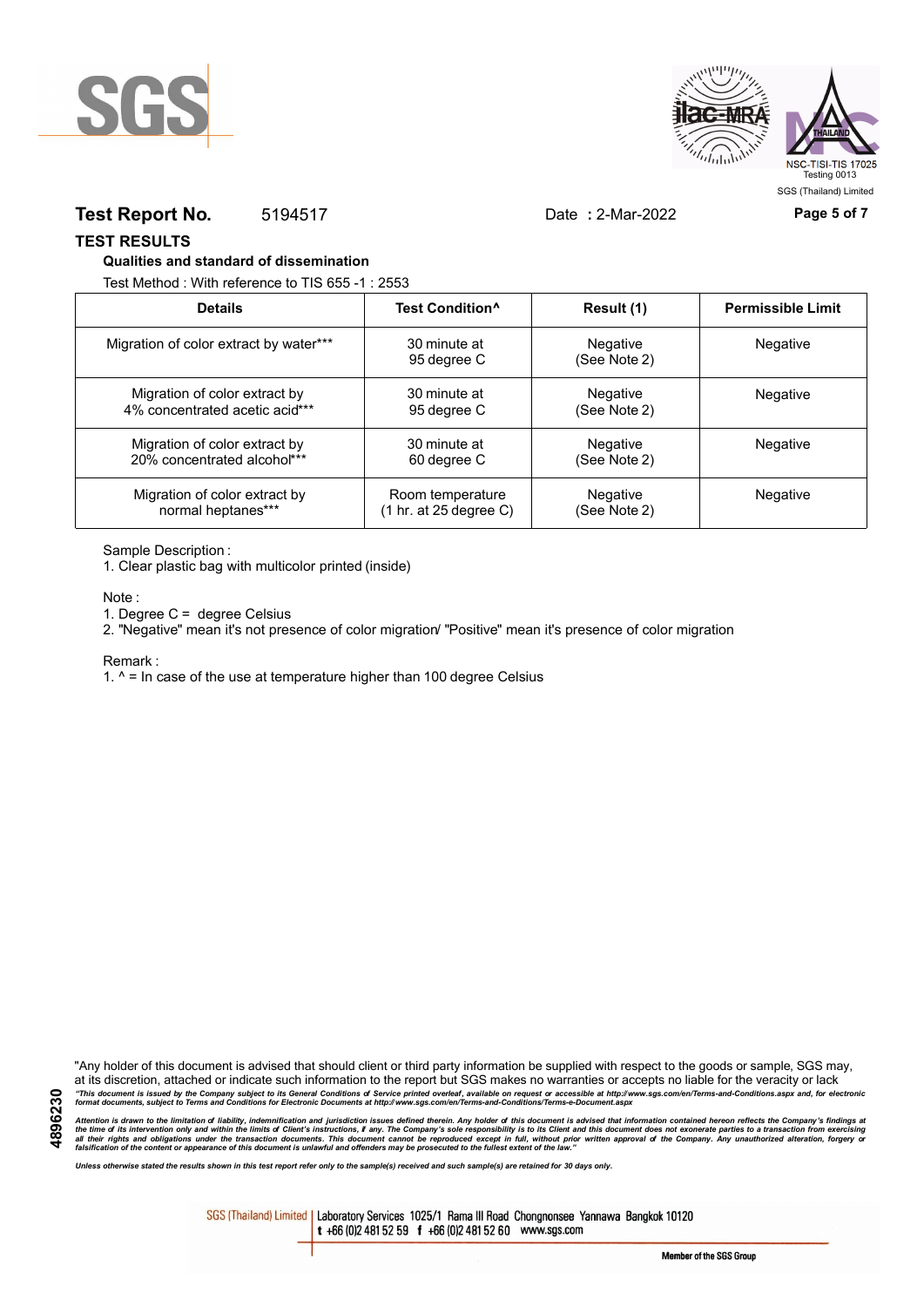**Test Report No.** 5194517 Date : 2-Mar-2022

## TEST RESULTS

### Qualities and standard of dissemination

Test Method : With reference to TIS 655 -1 : 2553

| Details | Test Condition^ | Result (1) | Permissible Limit |
|---|---|---|---|
| Migration of color extract by water*** | 30 minute at 95 degree C | Negative (See Note 2) | Negative |
| Migration of color extract by 4% concentrated acetic acid*** | 30 minute at 95 degree C | Negative (See Note 2) | Negative |
| Migration of color extract by 20% concentrated alcohol*** | 30 minute at 60 degree C | Negative (See Note 2) | Negative |
| Migration of color extract by normal heptanes*** | Room temperature (1 hr. at 25 degree C) | Negative (See Note 2) | Negative |

Sample Description :

1. Clear plastic bag with multicolor printed (inside)

Note :

1. Degree C = degree Celsius
2. "Negative" mean it's not presence of color migration/ "Positive" mean it's presence of color migration

Remark :

1. ^ = In case of the use at temperature higher than 100 degree Celsius

"Any holder of this document is advised that should client or third party information be supplied with respect to the goods or sample, SGS may, at its discretion, attached or indicate such information to the report but SGS makes no warranties or accepts no liable for the veracity or lack

*"This document is issued by the Company subject to its General Conditions of Service printed overleaf, available on request or accessible at http://www.sgs.com/en/Terms-and-Conditions.aspx and, for electronic format documents, subject to Terms and Conditions for Electronic Documents at http://www.sgs.com/en/Terms-and-Conditions/Terms-e-Document.aspx*

*Attention is drawn to the limitation of liability, indemnification and jurisdiction issues defined therein. Any holder of this document is advised that information contained hereon reflects the Company's findings at the time of its intervention only and within the limits of Client's instructions, if any. The Company's sole responsibility is to its Client and this document does not exonerate parties to a transaction from exercising all their rights and obligations under the transaction documents. This document cannot be reproduced except in full, without prior written approval of the Company. Any unauthorized alteration, forgery or falsification of the content or appearance of this document is unlawful and offenders may be prosecuted to the fullest extent of the law."*

*Unless otherwise stated the results shown in this test report refer only to the sample(s) received and such sample(s) are retained for 30 days only.*

4896230

SGS (Thailand) Limited | Laboratory Services 1025/1 Rama III Road Chongnonsee Yannawa Bangkok 10120 t +66 (0)2 481 52 59 f +66 (0)2 481 52 60 www.sgs.com

Member of the SGS Group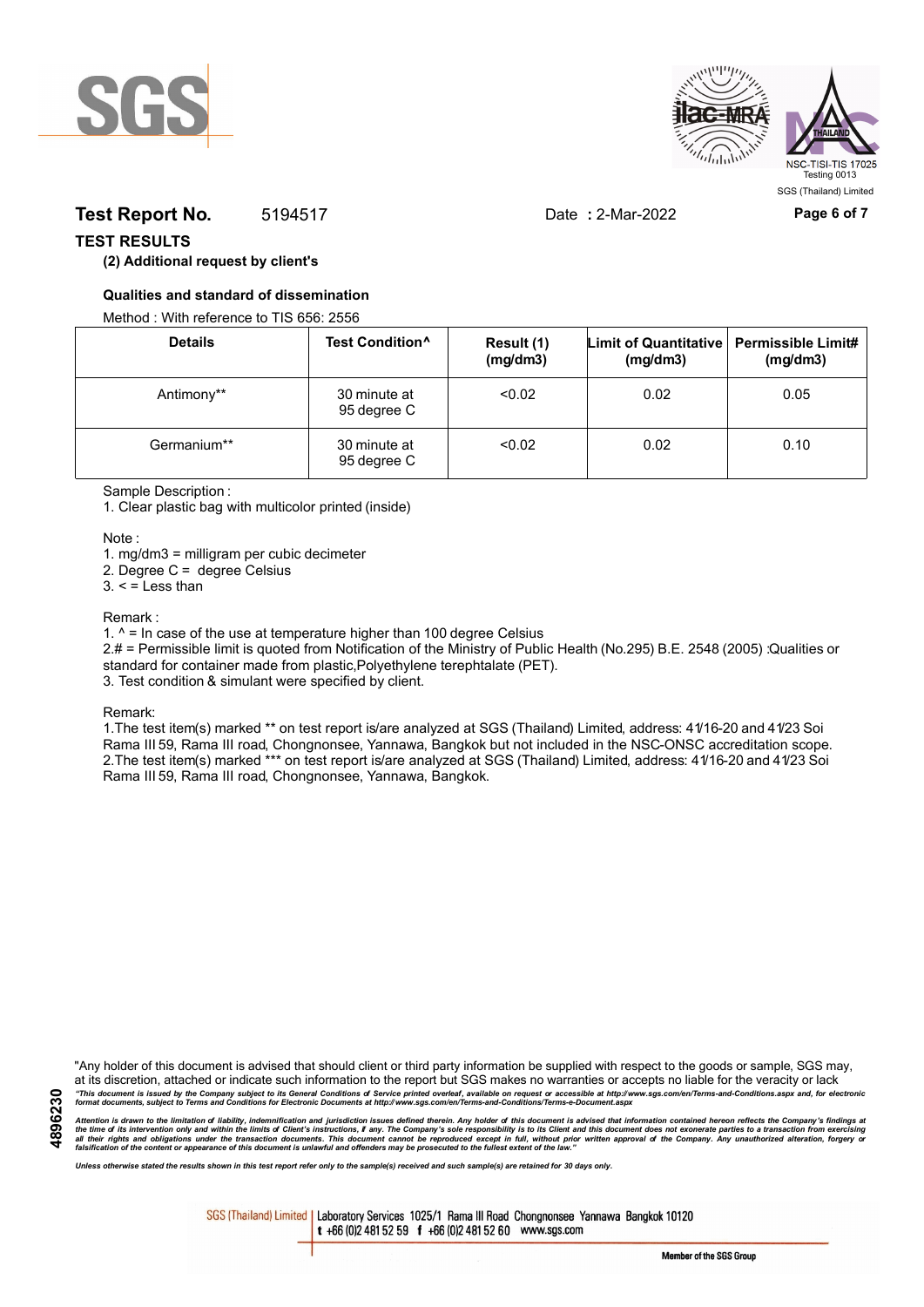**Test Report No.** 5194517 Date **:** 2-Mar-2022

## TEST RESULTS

**(2) Additional request by client's**

**Qualities and standard of dissemination**

Method : With reference to TIS 656: 2556

| Details | Test Condition^ | Result (1) (mg/dm3) | Limit of Quantitative (mg/dm3) | Permissible Limit# (mg/dm3) |
|---|---|---|---|---|
| Antimony** | 30 minute at 95 degree C | <0.02 | 0.02 | 0.05 |
| Germanium** | 30 minute at 95 degree C | <0.02 | 0.02 | 0.10 |

Sample Description :

1. Clear plastic bag with multicolor printed (inside)

Note :

1. mg/dm3 = milligram per cubic decimeter
2. Degree C = degree Celsius
3. < = Less than

Remark :

1. ^ = In case of the use at temperature higher than 100 degree Celsius
2. # = Permissible limit is quoted from Notification of the Ministry of Public Health (No.295) B.E. 2548 (2005) :Qualities or standard for container made from plastic,Polyethylene terephtalate (PET).
3. Test condition & simulant were specified by client.

Remark:

1. The test item(s) marked ** on test report is/are analyzed at SGS (Thailand) Limited, address: 41/16-20 and 41/23 Soi Rama III 59, Rama III road, Chongnonsee, Yannawa, Bangkok but not included in the NSC-ONSC accreditation scope.
2. The test item(s) marked *** on test report is/are analyzed at SGS (Thailand) Limited, address: 41/16-20 and 41/23 Soi Rama III 59, Rama III road, Chongnonsee, Yannawa, Bangkok.

"Any holder of this document is advised that should client or third party information be supplied with respect to the goods or sample, SGS may, at its discretion, attached or indicate such information to the report but SGS makes no warranties or accepts no liable for the veracity or lack

*"This document is issued by the Company subject to its General Conditions of Service printed overleaf, available on request or accessible at http://www.sgs.com/en/Terms-and-Conditions.aspx and, for electronic format documents, subject to Terms and Conditions for Electronic Documents at http://www.sgs.com/en/Terms-and-Conditions/Terms-e-Document.aspx*

*Attention is drawn to the limitation of liability, indemnification and jurisdiction issues defined therein. Any holder of this document is advised that information contained hereon reflects the Company's findings at the time of its intervention only and within the limits of Client's instructions, if any. The Company's sole responsibility is to its Client and this document does not exonerate parties to a transaction from exercising all their rights and obligations under the transaction documents. This document cannot be reproduced except in full, without prior written approval of the Company. Any unauthorized alteration, forgery or falsification of the content or appearance of this document is unlawful and offenders may be prosecuted to the fullest extent of the law."*

*Unless otherwise stated the results shown in this test report refer only to the sample(s) received and such sample(s) are retained for 30 days only.*

SGS (Thailand) Limited | Laboratory Services 1025/1 Rama III Road Chongnonsee Yannawa Bangkok 10120 t +66 (0)2 481 52 59 f +66 (0)2 481 52 60 www.sgs.com

Member of the SGS Group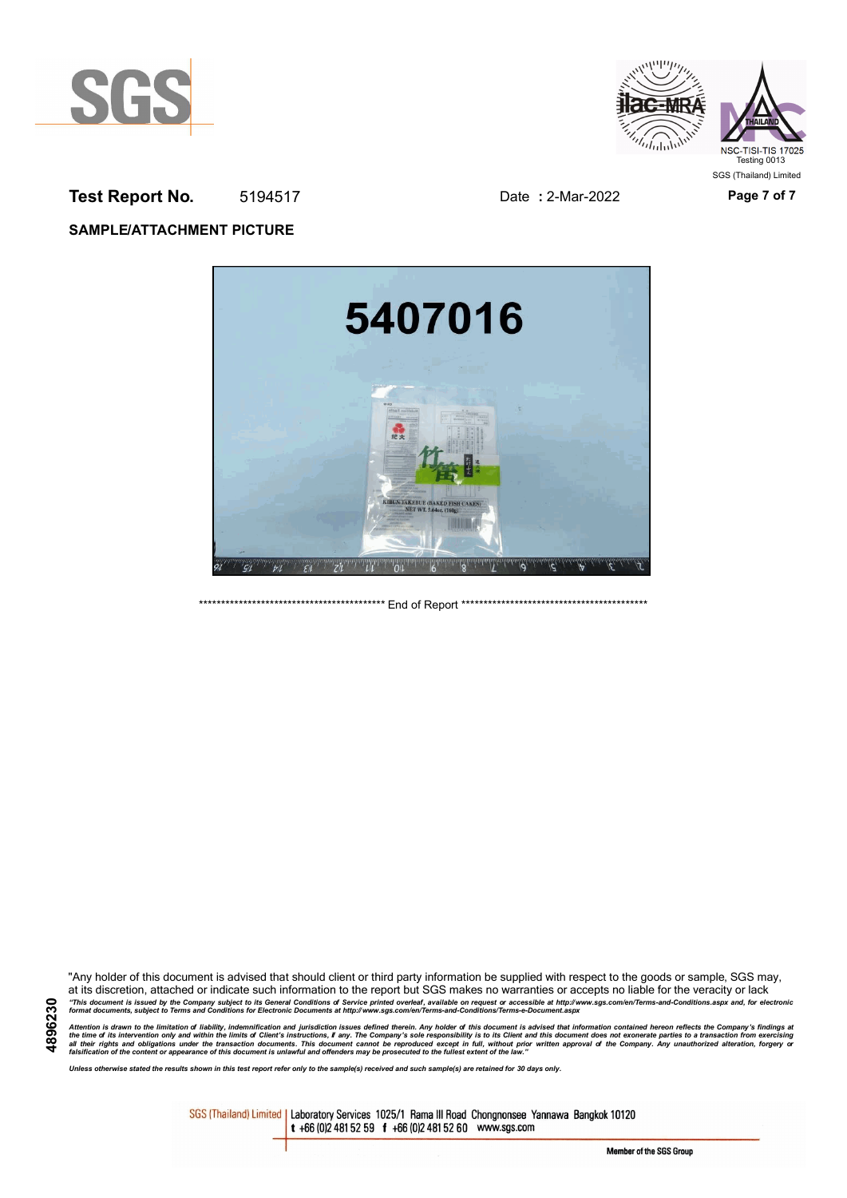**Test Report No.** 5194517 Date : 2-Mar-2022

**SAMPLE/ATTACHMENT PICTURE**

5407016

KIBUN TAKEBUE (BAKED FISH CAKES)
NET WT. 5.64oz. (160g)

\*\*\*\*\*\*\*\*\*\*\*\*\*\*\*\*\*\*\*\*\*\*\*\*\*\*\*\*\*\*\*\*\*\*\*\*\*\*\*\*\*\*\*\*\* End of Report \*\*\*\*\*\*\*\*\*\*\*\*\*\*\*\*\*\*\*\*\*\*\*\*\*\*\*\*\*\*\*\*\*\*\*\*\*\*\*\*\*\*\*\*\*

"Any holder of this document is advised that should client or third party information be supplied with respect to the goods or sample, SGS may, at its discretion, attached or indicate such information to the report but SGS makes no warranties or accepts no liable for the veracity or lack

*"This document is issued by the Company subject to its General Conditions of Service printed overleaf, available on request or accessible at http://www.sgs.com/en/Terms-and-Conditions.aspx and, for electronic format documents, subject to Terms and Conditions for Electronic Documents at http://www.sgs.com/en/Terms-and-Conditions/Terms-e-Document.aspx*

*Attention is drawn to the limitation of liability, indemnification and jurisdiction issues defined therein. Any holder of this document is advised that information contained hereon reflects the Company's findings at the time of its intervention only and within the limits of Client's instructions, if any. The Company's sole responsibility is to its Client and this document does not exonerate parties to a transaction from exercising all their rights and obligations under the transaction documents. This document cannot be reproduced except in full, without prior written approval of the Company. Any unauthorized alteration, forgery or falsification of the content or appearance of this document is unlawful and offenders may be prosecuted to the fullest extent of the law."*

*Unless otherwise stated the results shown in this test report refer only to the sample(s) received and such sample(s) are retained for 30 days only.*

4896230

SGS (Thailand) Limited | Laboratory Services 1025/1 Rama III Road Chongnonsee Yannawa Bangkok 10120
t +66 (0)2 481 52 59 f +66 (0)2 481 52 60 www.sgs.com

Member of the SGS Group